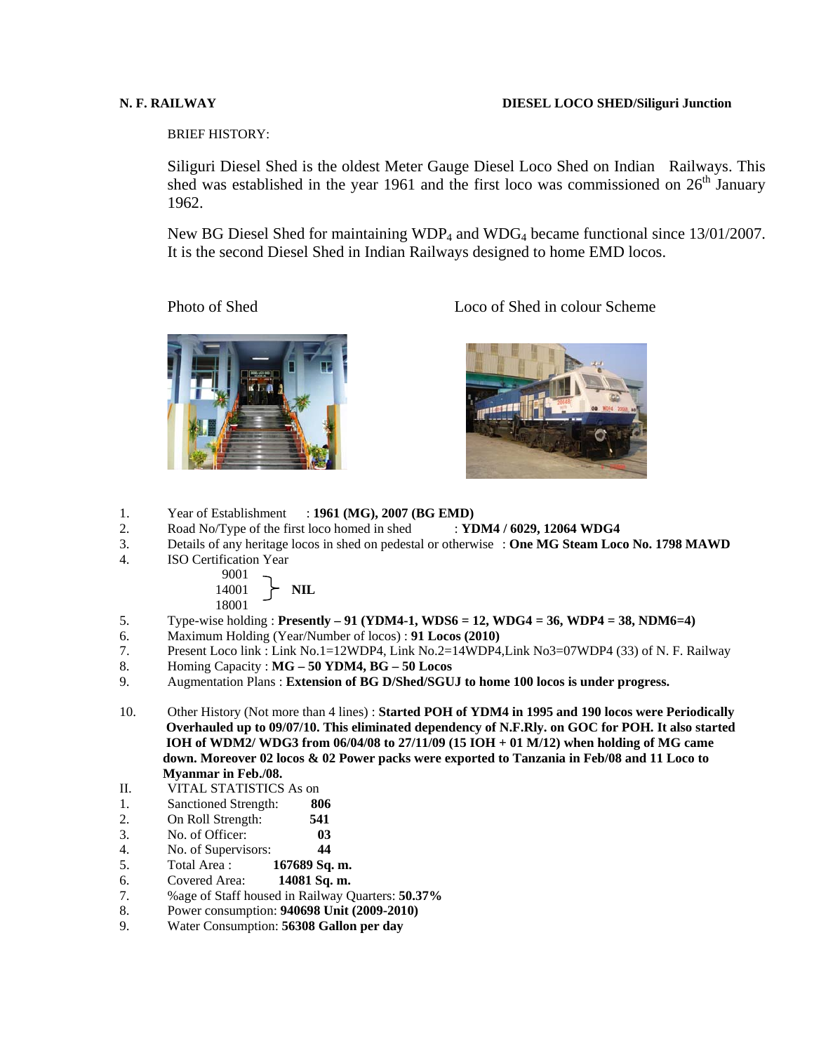**N. F. RAILWAY** **DIESEL LOCO SHED/Siliguri Junction**

BRIEF HISTORY:

Siliguri Diesel Shed is the oldest Meter Gauge Diesel Loco Shed on Indian Railways. This shed was established in the year 1961 and the first loco was commissioned on 26th January 1962.

New BG Diesel Shed for maintaining $WDP_4$ and $WDG_4$ became functional since 13/01/2007. It is the second Diesel Shed in Indian Railways designed to home EMD locos.

Photo of Shed

Loco of Shed in colour Scheme

1. Year of Establishment : **1961 (MG), 2007 (BG EMD)**
2. Road No/Type of the first loco homed in shed : **YDM4 / 6029, 12064 WDG4**
3. Details of any heritage locos in shed on pedestal or otherwise : **One MG Steam Loco No. 1798 MAWD**
4. ISO Certification Year
   - 9001, 14001, 18001 } **NIL**
5. Type-wise holding : **Presently – 91 (YDM4-1, WDS6 = 12, WDG4 = 36, WDP4 = 38, NDM6=4)**
6. Maximum Holding (Year/Number of locos) : **91 Locos (2010)**
7. Present Loco link : Link No.1=12WDP4, Link No.2=14WDP4,Link No3=07WDP4 (33) of N. F. Railway
8. Homing Capacity : **MG – 50 YDM4, BG – 50 Locos**
9. Augmentation Plans : **Extension of BG D/Shed/SGUJ to home 100 locos is under progress.**
10. Other History (Not more than 4 lines) : **Started POH of YDM4 in 1995 and 190 locos were Periodically Overhauled up to 09/07/10. This eliminated dependency of N.F.Rly. on GOC for POH. It also started IOH of WDM2/ WDG3 from 06/04/08 to 27/11/09 (15 IOH + 01 M/12) when holding of MG came down. Moreover 02 locos & 02 Power packs were exported to Tanzania in Feb/08 and 11 Loco to Myanmar in Feb./08.**

II. VITAL STATISTICS As on

1. Sanctioned Strength: **806**
2. On Roll Strength: **541**
3. No. of Officer: **03**
4. No. of Supervisors: **44**
5. Total Area : **167689 Sq. m.**
6. Covered Area: **14081 Sq. m.**
7. %age of Staff housed in Railway Quarters: **50.37%**
8. Power consumption: **940698 Unit (2009-2010)**
9. Water Consumption: **56308 Gallon per day**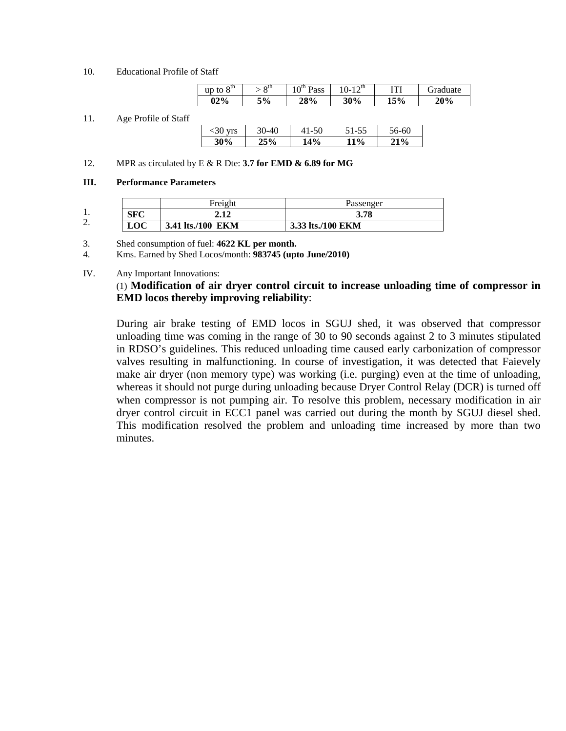10. Educational Profile of Staff

| up to 8th | > 8th | 10th Pass | 10-12th | ITI | Graduate |
|---|---|---|---|---|---|
| **02%** | **5%** | **28%** | **30%** | **15%** | **20%** |

11. Age Profile of Staff

| <30 yrs | 30-40 | 41-50 | 51-55 | 56-60 |
|---|---|---|---|---|
| **30%** | **25%** | **14%** | **11%** | **21%** |

12. MPR as circulated by E & R Dte: **3.7 for EMD & 6.89 for MG**

**III. Performance Parameters**

1.
2.

| | Freight | Passenger |
|---|---|---|
| **SFC** | **2.12** | **3.78** |
| **LOC** | **3.41 lts./100 EKM** | **3.33 lts./100 EKM** |

3. Shed consumption of fuel: **4622 KL per month.**
4. Kms. Earned by Shed Locos/month: **983745 (upto June/2010)**

IV. Any Important Innovations:

(1) **Modification of air dryer control circuit to increase unloading time of compressor in EMD locos thereby improving reliability**:

During air brake testing of EMD locos in SGUJ shed, it was observed that compressor unloading time was coming in the range of 30 to 90 seconds against 2 to 3 minutes stipulated in RDSO's guidelines. This reduced unloading time caused early carbonization of compressor valves resulting in malfunctioning. In course of investigation, it was detected that Faievely make air dryer (non memory type) was working (i.e. purging) even at the time of unloading, whereas it should not purge during unloading because Dryer Control Relay (DCR) is turned off when compressor is not pumping air. To resolve this problem, necessary modification in air dryer control circuit in ECC1 panel was carried out during the month by SGUJ diesel shed. This modification resolved the problem and unloading time increased by more than two minutes.